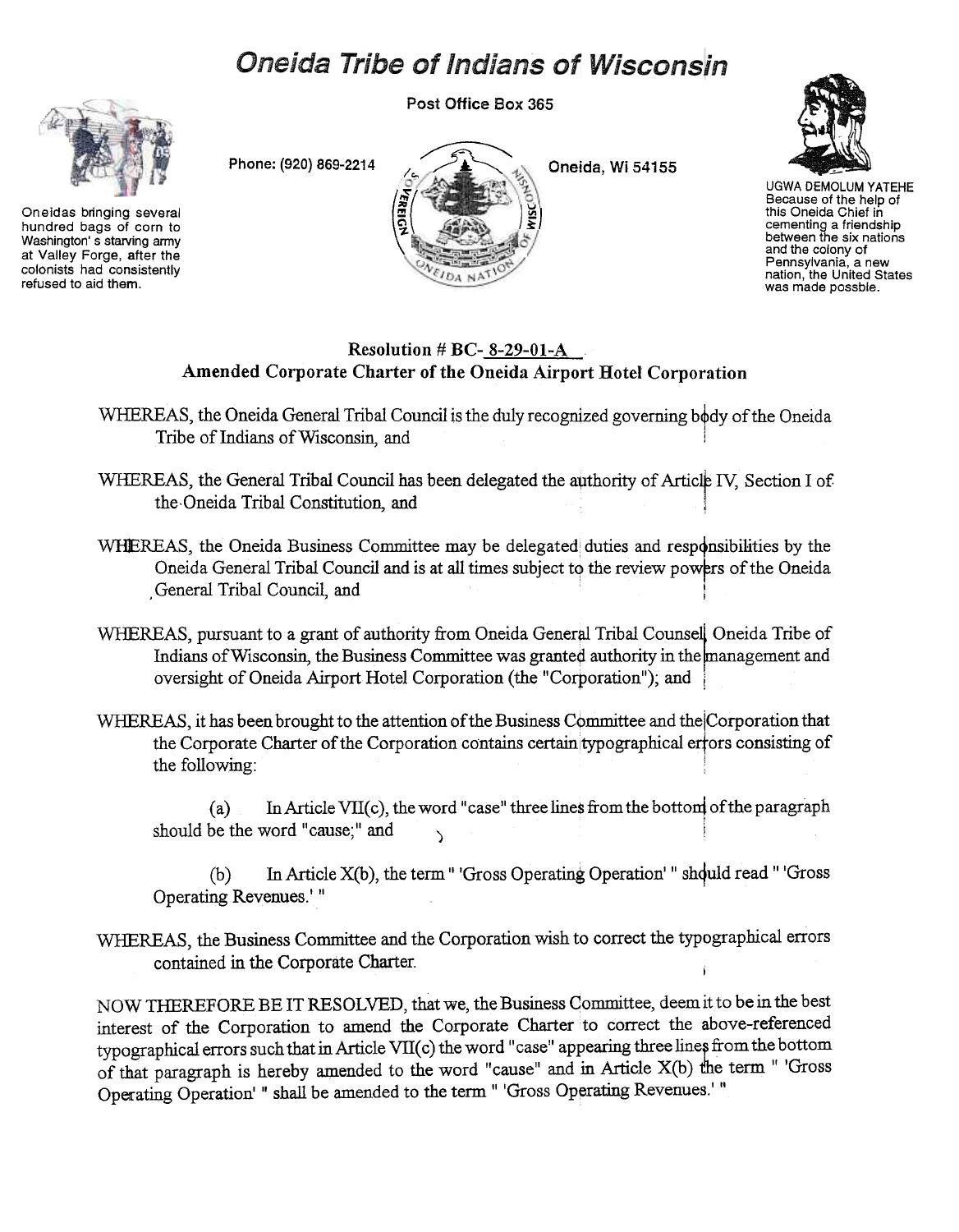# Oneida Tribe of Indians of Wisconsin

Post Office Box 365

Phone: (920) 869-2214

Oneida, Wi 54155

Oneidas bringing several hundred bags of corn to Washington's starving army at Valley Forge, after the colonists had consistently refused to aid them.

UGWA DEMOLUM YATEHE
Because of the help of this Oneida Chief in cementing a friendship between the six nations and the colony of Pennsylvania, a new nation, the United States was made possble.

**Resolution # BC- 8-29-01-A**
**Amended Corporate Charter of the Oneida Airport Hotel Corporation**

WHEREAS, the Oneida General Tribal Council is the duly recognized governing body of the Oneida Tribe of Indians of Wisconsin, and

WHEREAS, the General Tribal Council has been delegated the authority of Article IV, Section I of the Oneida Tribal Constitution, and

WHEREAS, the Oneida Business Committee may be delegated duties and responsibilities by the Oneida General Tribal Council and is at all times subject to the review powers of the Oneida General Tribal Council, and

WHEREAS, pursuant to a grant of authority from Oneida General Tribal Counsel, Oneida Tribe of Indians of Wisconsin, the Business Committee was granted authority in the management and oversight of Oneida Airport Hotel Corporation (the "Corporation"); and

WHEREAS, it has been brought to the attention of the Business Committee and the Corporation that the Corporate Charter of the Corporation contains certain typographical errors consisting of the following:

(a) In Article VII(c), the word "case" three lines from the bottom of the paragraph should be the word "cause;" and

(b) In Article X(b), the term " 'Gross Operating Operation' " should read " 'Gross Operating Revenues.' "

WHEREAS, the Business Committee and the Corporation wish to correct the typographical errors contained in the Corporate Charter.

NOW THEREFORE BE IT RESOLVED, that we, the Business Committee, deem it to be in the best interest of the Corporation to amend the Corporate Charter to correct the above-referenced typographical errors such that in Article VII(c) the word "case" appearing three lines from the bottom of that paragraph is hereby amended to the word "cause" and in Article X(b) the term " 'Gross Operating Operation' " shall be amended to the term " 'Gross Operating Revenues.' "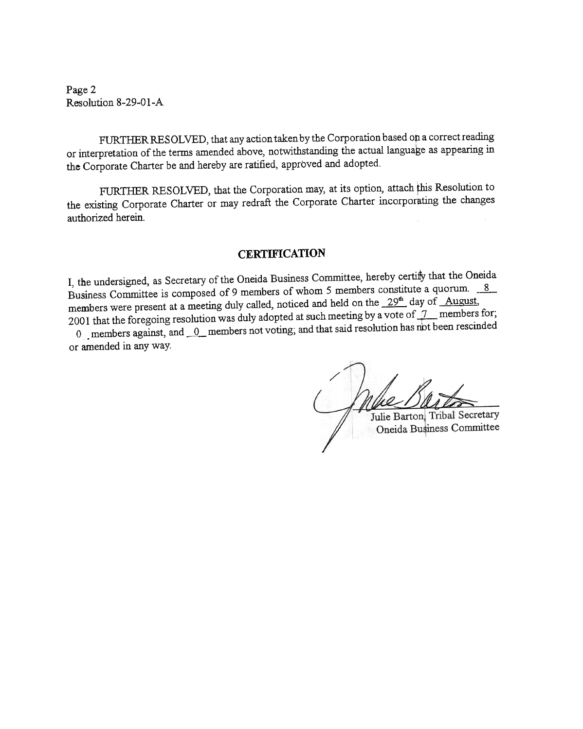Page 2
Resolution 8-29-01-A

FURTHER RESOLVED, that any action taken by the Corporation based on a correct reading or interpretation of the terms amended above, notwithstanding the actual language as appearing in the Corporate Charter be and hereby are ratified, approved and adopted.

FURTHER RESOLVED, that the Corporation may, at its option, attach this Resolution to the existing Corporate Charter or may redraft the Corporate Charter incorporating the changes authorized herein.

## CERTIFICATION

I, the undersigned, as Secretary of the Oneida Business Committee, hereby certify that the Oneida Business Committee is composed of 9 members of whom 5 members constitute a quorum. 8 members were present at a meeting duly called, noticed and held on the 29th day of August, 2001 that the foregoing resolution was duly adopted at such meeting by a vote of 7 members for; 0 members against, and 0 members not voting; and that said resolution has not been rescinded or amended in any way.

Julie Barton, Tribal Secretary
Oneida Business Committee